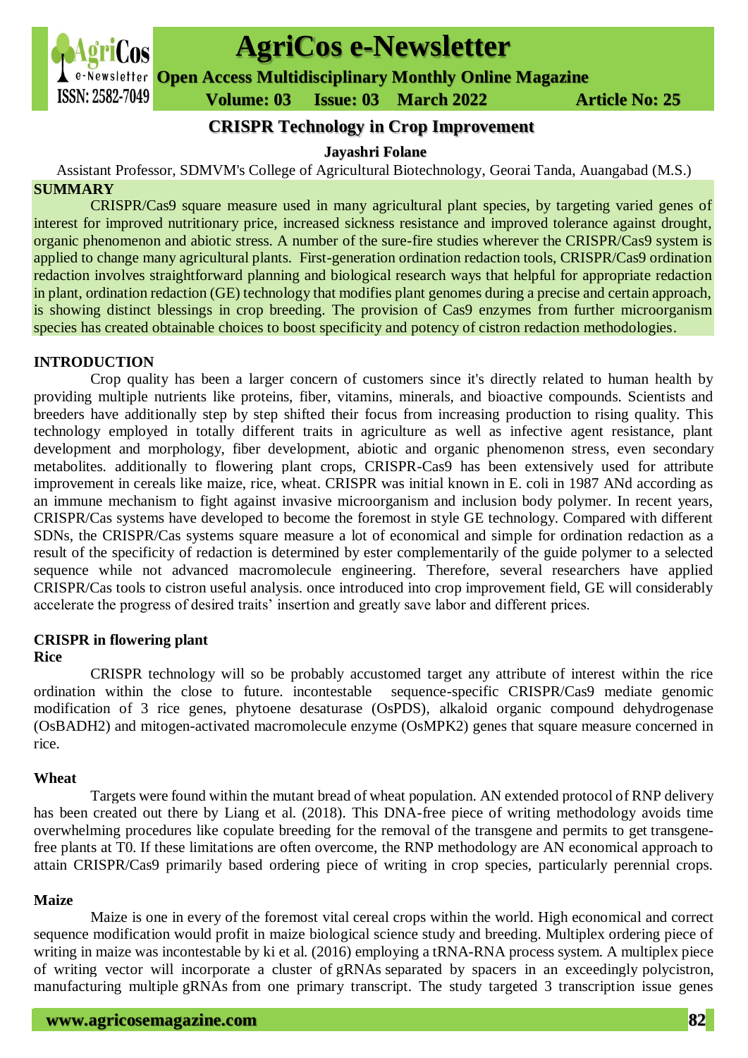# CRISPR Technology in Crop Improvement

**Jayashri Folane**

Assistant Professor, SDMVM's College of Agricultural Biotechnology, Georai Tanda, Auangabad (M.S.)

## SUMMARY

CRISPR/Cas9 square measure used in many agricultural plant species, by targeting varied genes of interest for improved nutritionary price, increased sickness resistance and improved tolerance against drought, organic phenomenon and abiotic stress. A number of the sure-fire studies wherever the CRISPR/Cas9 system is applied to change many agricultural plants. First-generation ordination redaction tools, CRISPR/Cas9 ordination redaction involves straightforward planning and biological research ways that helpful for appropriate redaction in plant, ordination redaction (GE) technology that modifies plant genomes during a precise and certain approach, is showing distinct blessings in crop breeding. The provision of Cas9 enzymes from further microorganism species has created obtainable choices to boost specificity and potency of cistron redaction methodologies.

## INTRODUCTION

Crop quality has been a larger concern of customers since it's directly related to human health by providing multiple nutrients like proteins, fiber, vitamins, minerals, and bioactive compounds. Scientists and breeders have additionally step by step shifted their focus from increasing production to rising quality. This technology employed in totally different traits in agriculture as well as infective agent resistance, plant development and morphology, fiber development, abiotic and organic phenomenon stress, even secondary metabolites. additionally to flowering plant crops, CRISPR-Cas9 has been extensively used for attribute improvement in cereals like maize, rice, wheat. CRISPR was initial known in E. coli in 1987 ANd according as an immune mechanism to fight against invasive microorganism and inclusion body polymer. In recent years, CRISPR/Cas systems have developed to become the foremost in style GE technology. Compared with different SDNs, the CRISPR/Cas systems square measure a lot of economical and simple for ordination redaction as a result of the specificity of redaction is determined by ester complementarily of the guide polymer to a selected sequence while not advanced macromolecule engineering. Therefore, several researchers have applied CRISPR/Cas tools to cistron useful analysis. once introduced into crop improvement field, GE will considerably accelerate the progress of desired traits' insertion and greatly save labor and different prices.

## CRISPR in flowering plant

### Rice

CRISPR technology will so be probably accustomed target any attribute of interest within the rice ordination within the close to future. incontestable sequence-specific CRISPR/Cas9 mediate genomic modification of 3 rice genes, phytoene desaturase (OsPDS), alkaloid organic compound dehydrogenase (OsBADH2) and mitogen-activated macromolecule enzyme (OsMPK2) genes that square measure concerned in rice.

### Wheat

Targets were found within the mutant bread of wheat population. AN extended protocol of RNP delivery has been created out there by Liang et al. (2018). This DNA-free piece of writing methodology avoids time overwhelming procedures like copulate breeding for the removal of the transgene and permits to get transgene-free plants at T0. If these limitations are often overcome, the RNP methodology are AN economical approach to attain CRISPR/Cas9 primarily based ordering piece of writing in crop species, particularly perennial crops.

### Maize

Maize is one in every of the foremost vital cereal crops within the world. High economical and correct sequence modification would profit in maize biological science study and breeding. Multiplex ordering piece of writing in maize was incontestable by ki et al. (2016) employing a tRNA-RNA process system. A multiplex piece of writing vector will incorporate a cluster of gRNAs separated by spacers in an exceedingly polycistron, manufacturing multiple gRNAs from one primary transcript. The study targeted 3 transcription issue genes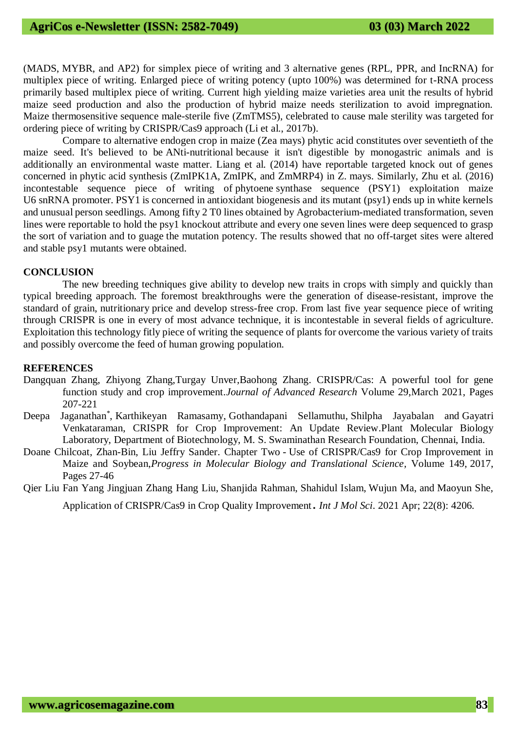(MADS, MYBR, and AP2) for simplex piece of writing and 3 alternative genes (RPL, PPR, and IncRNA) for multiplex piece of writing. Enlarged piece of writing potency (upto 100%) was determined for t-RNA process primarily based multiplex piece of writing. Current high yielding maize varieties area unit the results of hybrid maize seed production and also the production of hybrid maize needs sterilization to avoid impregnation. Maize thermosensitive sequence male-sterile five (ZmTMS5), celebrated to cause male sterility was targeted for ordering piece of writing by CRISPR/Cas9 approach (Li et al., 2017b).

Compare to alternative endogen crop in maize (Zea mays) phytic acid constitutes over seventieth of the maize seed. It's believed to be ANti-nutritional because it isn't digestible by monogastric animals and is additionally an environmental waste matter. Liang et al. (2014) have reportable targeted knock out of genes concerned in phytic acid synthesis (ZmIPK1A, ZmIPK, and ZmMRP4) in Z. mays. Similarly, Zhu et al. (2016) incontestable sequence piece of writing of phytoene synthase sequence (PSY1) exploitation maize U6 snRNA promoter. PSY1 is concerned in antioxidant biogenesis and its mutant (psy1) ends up in white kernels and unusual person seedlings. Among fifty 2 T0 lines obtained by Agrobacterium-mediated transformation, seven lines were reportable to hold the psy1 knockout attribute and every one seven lines were deep sequenced to grasp the sort of variation and to guage the mutation potency. The results showed that no off-target sites were altered and stable psy1 mutants were obtained.

## CONCLUSION

The new breeding techniques give ability to develop new traits in crops with simply and quickly than typical breeding approach. The foremost breakthroughs were the generation of disease-resistant, improve the standard of grain, nutritionary price and develop stress-free crop. From last five year sequence piece of writing through CRISPR is one in every of most advance technique, it is incontestable in several fields of agriculture. Exploitation this technology fitly piece of writing the sequence of plants for overcome the various variety of traits and possibly overcome the feed of human growing population.

## REFERENCES

Dangquan Zhang, Zhiyong Zhang,Turgay Unver,Baohong Zhang. CRISPR/Cas: A powerful tool for gene function study and crop improvement.*Journal of Advanced Research* Volume 29,March 2021, Pages 207-221

Deepa Jaganathan*, Karthikeyan Ramasamy, Gothandapani Sellamuthu, Shilpha Jayabalan and Gayatri Venkataraman, CRISPR for Crop Improvement: An Update Review.Plant Molecular Biology Laboratory, Department of Biotechnology, M. S. Swaminathan Research Foundation, Chennai, India.

Doane Chilcoat, Zhan-Bin, Liu Jeffry Sander. Chapter Two - Use of CRISPR/Cas9 for Crop Improvement in Maize and Soybean,*Progress in Molecular Biology and Translational Science*, Volume 149, 2017, Pages 27-46

Qier Liu Fan Yang Jingjuan Zhang Hang Liu, Shanjida Rahman, Shahidul Islam, Wujun Ma, and Maoyun She, Application of CRISPR/Cas9 in Crop Quality Improvement. *Int J Mol Sci*. 2021 Apr; 22(8): 4206.